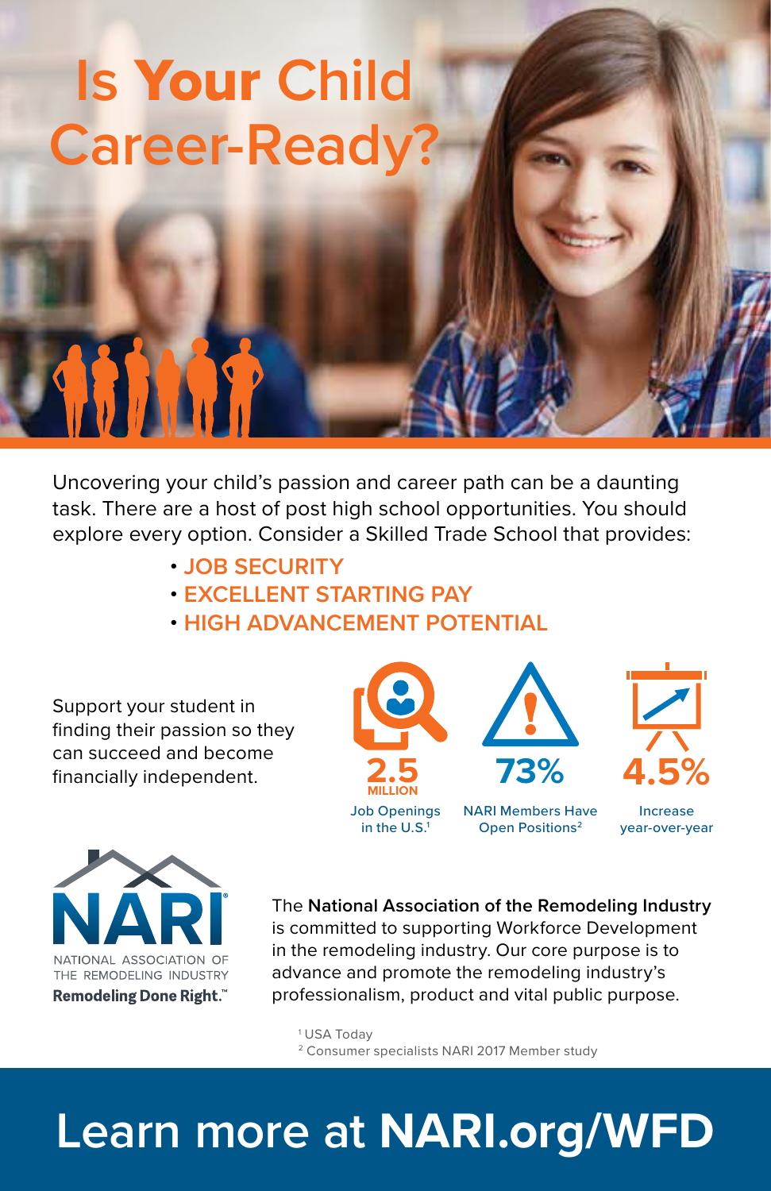# Is Your Child Career-Ready?

Uncovering your child's passion and career path can be a daunting task. There are a host of post high school opportunities. You should explore every option. Consider a Skilled Trade School that provides:

- JOB SECURITY
- EXCELLENT STARTING PAY
- HIGH ADVANCEMENT POTENTIAL

Support your student in finding their passion so they can succeed and become financially independent.

**2.5 MILLION**
Job Openings in the U.S.[1]

**73%**
NARI Members Have Open Positions[2]

**4.5%**
Increase year-over-year

NARI
NATIONAL ASSOCIATION OF THE REMODELING INDUSTRY
**Remodeling Done Right.™**

The **National Association of the Remodeling Industry** is committed to supporting Workforce Development in the remodeling industry. Our core purpose is to advance and promote the remodeling industry's professionalism, product and vital public purpose.

[1] USA Today
[2] Consumer specialists NARI 2017 Member study

## Learn more at **NARI.org/WFD**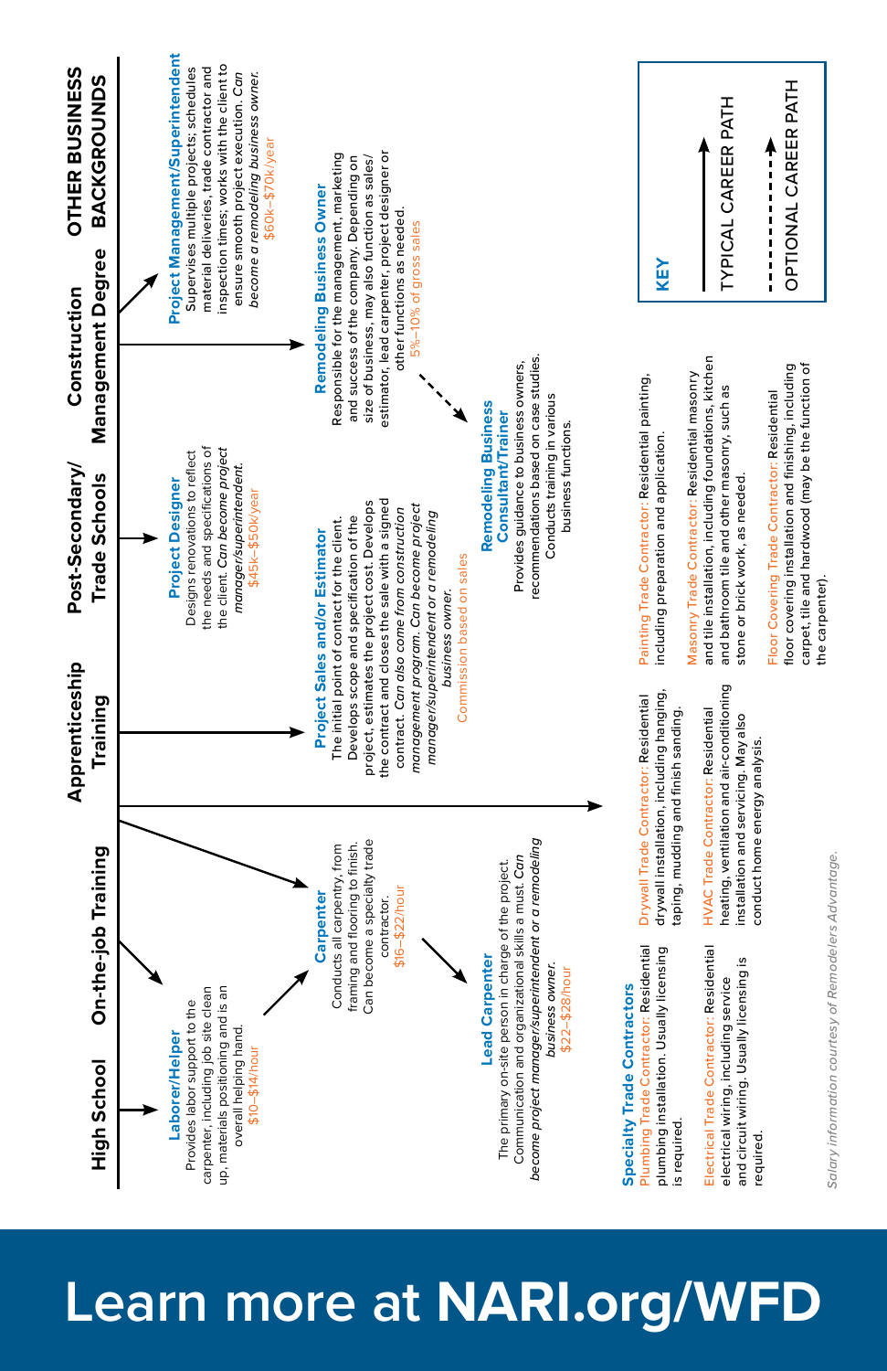## High School | On-the-job Training | Apprenticeship Training | Post-Secondary/ Trade Schools | Construction Management Degree | OTHER BUSINESS BACKGROUNDS

### Laborer/Helper

Provides labor support to the carpenter, including job site clean up, materials positioning and is an overall helping hand.

$10–$14/hour

### Carpenter

Conducts all carpentry, from framing and flooring to finish. Can become a specialty trade contractor.

$16–$22/hour

### Lead Carpenter

The primary on-site person in charge of the project. Communication and organizational skills a must. *Can become project manager/superintendent or a remodeling business owner.*

$22–$28/hour

### Project Sales and/or Estimator

The initial point of contact for the client. Develops scope and specification of the project, estimates the project cost. Develops the contract and closes the sale with a signed contract. *Can also come from construction management program. Can become project manager/superintendent or a remodeling business owner.*

Commission based on sales

### Project Designer

Designs renovations to reflect the needs and specifications of the client. *Can become project manager/superintendent.*

$45k–$50k/year

### Project Management/Superintendent

Supervises multiple projects; schedules material deliveries, trade contractor and inspection times; works with the client to ensure smooth project execution. *Can become a remodeling business owner.*

$60k–$70k/year

### Remodeling Business Owner

Responsible for the management, marketing and success of the company. Depending on size of business, may also function as sales/estimator, lead carpenter, project designer or other functions as needed.

5%–10% of gross sales

### Remodeling Business Consultant/Trainer

Provides guidance to business owners, recommendations based on case studies. Conducts training in various business functions.

### Specialty Trade Contractors

**Plumbing Trade Contractor:** Residential plumbing installation. Usually licensing is required.

**Electrical Trade Contractor:** Residential electrical wiring, including service and circuit wiring. Usually licensing is required.

**Drywall Trade Contractor:** Residential drywall installation, including hanging, taping, mudding and finish sanding.

**HVAC Trade Contractor:** Residential heating, ventilation and air-conditioning installation and servicing. May also conduct home energy analysis.

**Painting Trade Contractor:** Residential painting, including preparation and application.

**Masonry Trade Contractor:** Residential masonry and tile installation, including foundations, kitchen and bathroom tile and other masonry, such as stone or brick work, as needed.

**Floor Covering Trade Contractor:** Residential floor covering installation and finishing, including carpet, tile and hardwood (may be the function of the carpenter).

### KEY

TYPICAL CAREER PATH (solid arrow)

OPTIONAL CAREER PATH (dashed arrow)

*Salary information courtesy of Remodelers Advantage.*

# Learn more at NARI.org/WFD